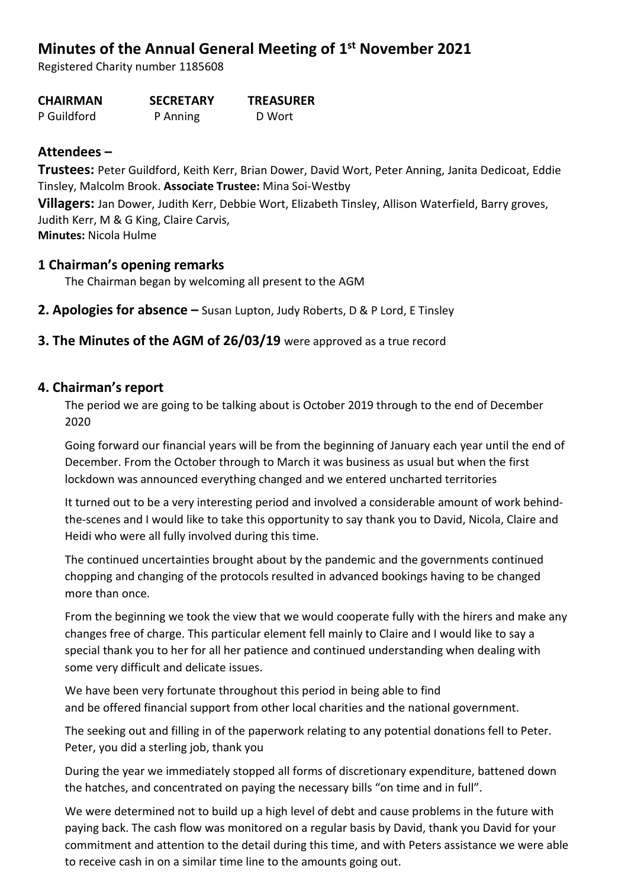# Minutes of the Annual General Meeting of 1st November 2021

Registered Charity number 1185608

| CHAIRMAN | SECRETARY | TREASURER |
| --- | --- | --- |
| P Guildford | P Anning | D Wort |

## Attendees –

**Trustees:** Peter Guildford, Keith Kerr, Brian Dower, David Wort, Peter Anning, Janita Dedicoat, Eddie Tinsley, Malcolm Brook. **Associate Trustee:** Mina Soi-Westby

**Villagers:** Jan Dower, Judith Kerr, Debbie Wort, Elizabeth Tinsley, Allison Waterfield, Barry groves, Judith Kerr, M & G King, Claire Carvis,

**Minutes:** Nicola Hulme

## 1 Chairman's opening remarks

The Chairman began by welcoming all present to the AGM

## 2. Apologies for absence – Susan Lupton, Judy Roberts, D & P Lord, E Tinsley

## 3. The Minutes of the AGM of 26/03/19 were approved as a true record

## 4. Chairman's report

The period we are going to be talking about is October 2019 through to the end of December 2020

Going forward our financial years will be from the beginning of January each year until the end of December. From the October through to March it was business as usual but when the first lockdown was announced everything changed and we entered uncharted territories

It turned out to be a very interesting period and involved a considerable amount of work behind-the-scenes and I would like to take this opportunity to say thank you to David, Nicola, Claire and Heidi who were all fully involved during this time.

The continued uncertainties brought about by the pandemic and the governments continued chopping and changing of the protocols resulted in advanced bookings having to be changed more than once.

From the beginning we took the view that we would cooperate fully with the hirers and make any changes free of charge. This particular element fell mainly to Claire and I would like to say a special thank you to her for all her patience and continued understanding when dealing with some very difficult and delicate issues.

We have been very fortunate throughout this period in being able to find and be offered financial support from other local charities and the national government.

The seeking out and filling in of the paperwork relating to any potential donations fell to Peter. Peter, you did a sterling job, thank you

During the year we immediately stopped all forms of discretionary expenditure, battened down the hatches, and concentrated on paying the necessary bills "on time and in full".

We were determined not to build up a high level of debt and cause problems in the future with paying back. The cash flow was monitored on a regular basis by David, thank you David for your commitment and attention to the detail during this time, and with Peters assistance we were able to receive cash in on a similar time line to the amounts going out.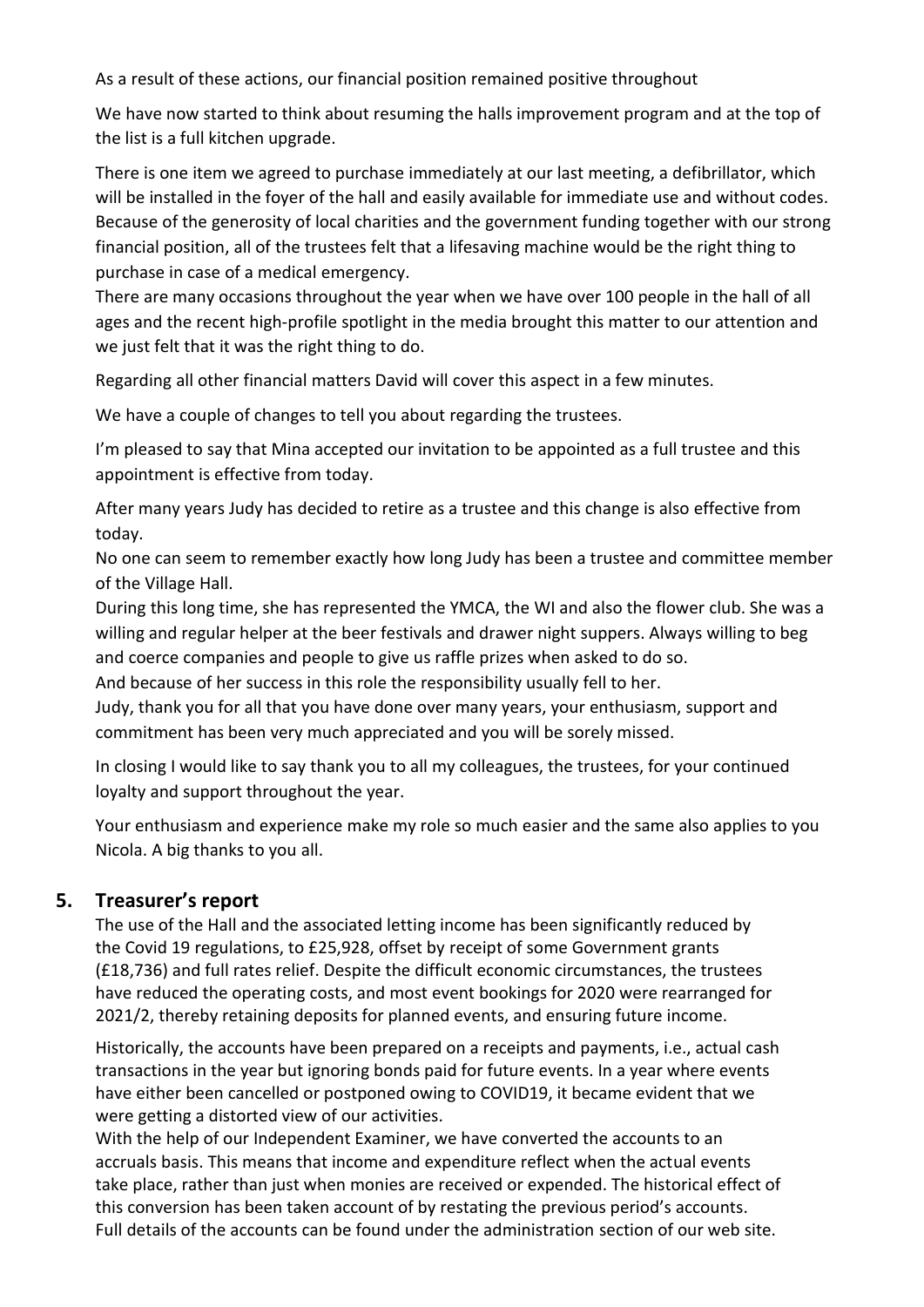As a result of these actions, our financial position remained positive throughout

We have now started to think about resuming the halls improvement program and at the top of the list is a full kitchen upgrade.

There is one item we agreed to purchase immediately at our last meeting, a defibrillator, which will be installed in the foyer of the hall and easily available for immediate use and without codes. Because of the generosity of local charities and the government funding together with our strong financial position, all of the trustees felt that a lifesaving machine would be the right thing to purchase in case of a medical emergency.
There are many occasions throughout the year when we have over 100 people in the hall of all ages and the recent high-profile spotlight in the media brought this matter to our attention and we just felt that it was the right thing to do.

Regarding all other financial matters David will cover this aspect in a few minutes.

We have a couple of changes to tell you about regarding the trustees.

I'm pleased to say that Mina accepted our invitation to be appointed as a full trustee and this appointment is effective from today.

After many years Judy has decided to retire as a trustee and this change is also effective from today.
No one can seem to remember exactly how long Judy has been a trustee and committee member of the Village Hall.
During this long time, she has represented the YMCA, the WI and also the flower club. She was a willing and regular helper at the beer festivals and drawer night suppers. Always willing to beg and coerce companies and people to give us raffle prizes when asked to do so.
And because of her success in this role the responsibility usually fell to her.
Judy, thank you for all that you have done over many years, your enthusiasm, support and commitment has been very much appreciated and you will be sorely missed.

In closing I would like to say thank you to all my colleagues, the trustees, for your continued loyalty and support throughout the year.

Your enthusiasm and experience make my role so much easier and the same also applies to you Nicola. A big thanks to you all.

## 5. Treasurer's report

The use of the Hall and the associated letting income has been significantly reduced by the Covid 19 regulations, to £25,928, offset by receipt of some Government grants (£18,736) and full rates relief. Despite the difficult economic circumstances, the trustees have reduced the operating costs, and most event bookings for 2020 were rearranged for 2021/2, thereby retaining deposits for planned events, and ensuring future income.

Historically, the accounts have been prepared on a receipts and payments, i.e., actual cash transactions in the year but ignoring bonds paid for future events. In a year where events have either been cancelled or postponed owing to COVID19, it became evident that we were getting a distorted view of our activities.
With the help of our Independent Examiner, we have converted the accounts to an accruals basis. This means that income and expenditure reflect when the actual events take place, rather than just when monies are received or expended. The historical effect of this conversion has been taken account of by restating the previous period's accounts.
Full details of the accounts can be found under the administration section of our web site.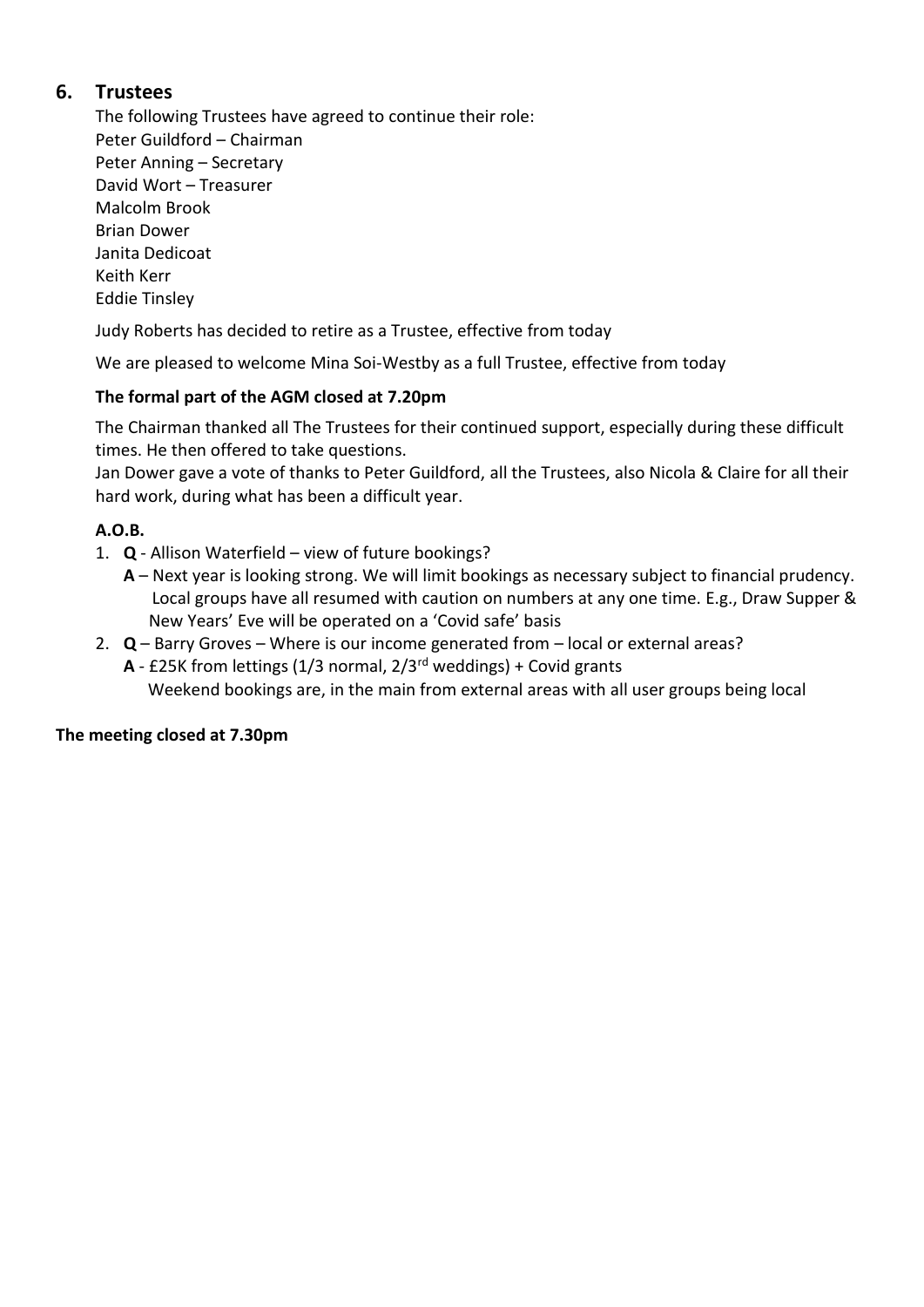## 6. Trustees

The following Trustees have agreed to continue their role:
Peter Guildford – Chairman
Peter Anning – Secretary
David Wort – Treasurer
Malcolm Brook
Brian Dower
Janita Dedicoat
Keith Kerr
Eddie Tinsley

Judy Roberts has decided to retire as a Trustee, effective from today

We are pleased to welcome Mina Soi-Westby as a full Trustee, effective from today

**The formal part of the AGM closed at 7.20pm**

The Chairman thanked all The Trustees for their continued support, especially during these difficult times. He then offered to take questions.
Jan Dower gave a vote of thanks to Peter Guildford, all the Trustees, also Nicola & Claire for all their hard work, during what has been a difficult year.

**A.O.B.**

1. **Q** - Allison Waterfield – view of future bookings?
   **A** – Next year is looking strong. We will limit bookings as necessary subject to financial prudency. Local groups have all resumed with caution on numbers at any one time. E.g., Draw Supper & New Years' Eve will be operated on a 'Covid safe' basis
2. **Q** – Barry Groves – Where is our income generated from – local or external areas?
   **A** - £25K from lettings (1/3 normal, 2/3rd weddings) + Covid grants
   Weekend bookings are, in the main from external areas with all user groups being local

**The meeting closed at 7.30pm**